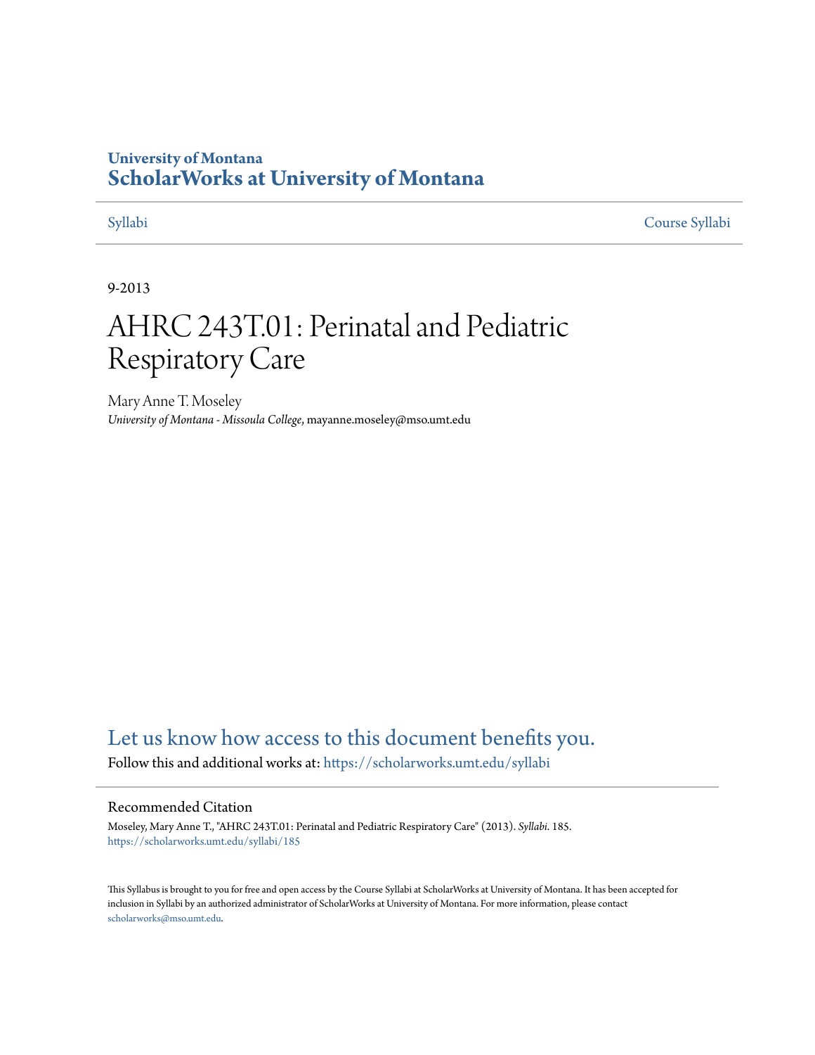University of Montana
# ScholarWorks at University of Montana

Syllabi

Course Syllabi

9-2013

# AHRC 243T.01: Perinatal and Pediatric Respiratory Care

Mary Anne T. Moseley
*University of Montana - Missoula College*, mayanne.moseley@mso.umt.edu

Let us know how access to this document benefits you.

Follow this and additional works at: https://scholarworks.umt.edu/syllabi

## Recommended Citation

Moseley, Mary Anne T., "AHRC 243T.01: Perinatal and Pediatric Respiratory Care" (2013). *Syllabi*. 185.
https://scholarworks.umt.edu/syllabi/185

This Syllabus is brought to you for free and open access by the Course Syllabi at ScholarWorks at University of Montana. It has been accepted for inclusion in Syllabi by an authorized administrator of ScholarWorks at University of Montana. For more information, please contact scholarworks@mso.umt.edu.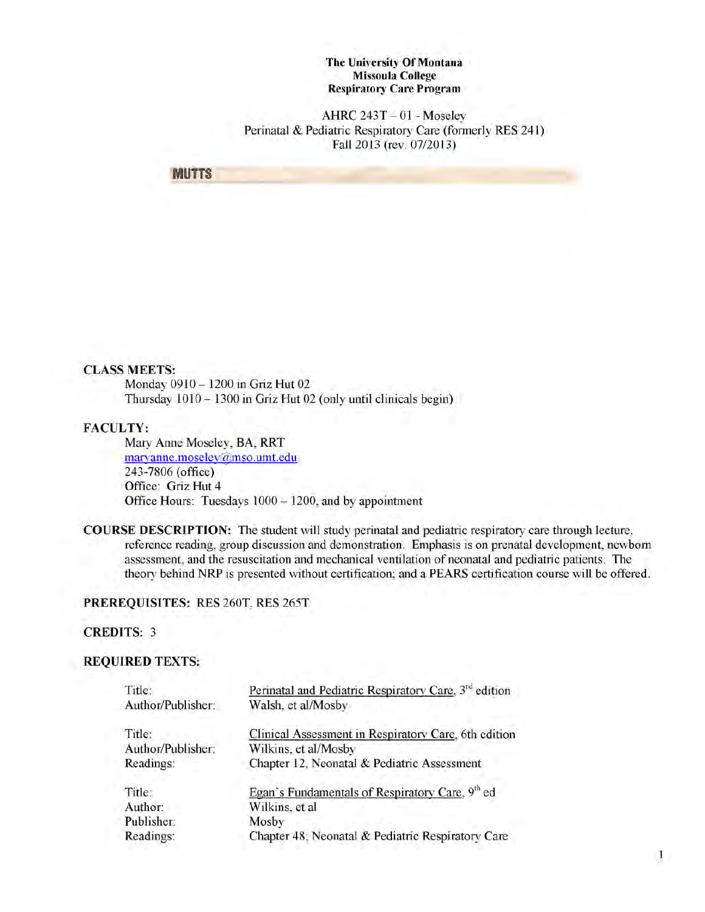**The University Of Montana**
**Missoula College**
**Respiratory Care Program**

AHRC 243T – 01 - Moseley
Perinatal & Pediatric Respiratory Care (formerly RES 241)
Fall 2013 (rev. 07/2013)

**MUTTS**

**CLASS MEETS:**

Monday 0910 – 1200 in Griz Hut 02
Thursday 1010 – 1300 in Griz Hut 02 (only until clinicals begin)

**FACULTY:**

Mary Anne Moseley, BA, RRT
maryanne.moseley@mso.umt.edu
243-7806 (office)
Office: Griz Hut 4
Office Hours: Tuesdays 1000 – 1200, and by appointment

**COURSE DESCRIPTION:** The student will study perinatal and pediatric respiratory care through lecture, reference reading, group discussion and demonstration. Emphasis is on prenatal development, newborn assessment, and the resuscitation and mechanical ventilation of neonatal and pediatric patients. The theory behind NRP is presented without certification; and a PEARS certification course will be offered.

**PREREQUISITES:** RES 260T, RES 265T

**CREDITS:** 3

**REQUIRED TEXTS:**

| | |
|---|---|
| Title: | Perinatal and Pediatric Respiratory Care, 3rd edition |
| Author/Publisher: | Walsh, et al/Mosby |
| | |
| Title: | Clinical Assessment in Respiratory Care, 6th edition |
| Author/Publisher: | Wilkins, et al/Mosby |
| Readings: | Chapter 12, Neonatal & Pediatric Assessment |
| | |
| Title: | Egan's Fundamentals of Respiratory Care, 9th ed |
| Author: | Wilkins, et al |
| Publisher: | Mosby |
| Readings: | Chapter 48: Neonatal & Pediatric Respiratory Care |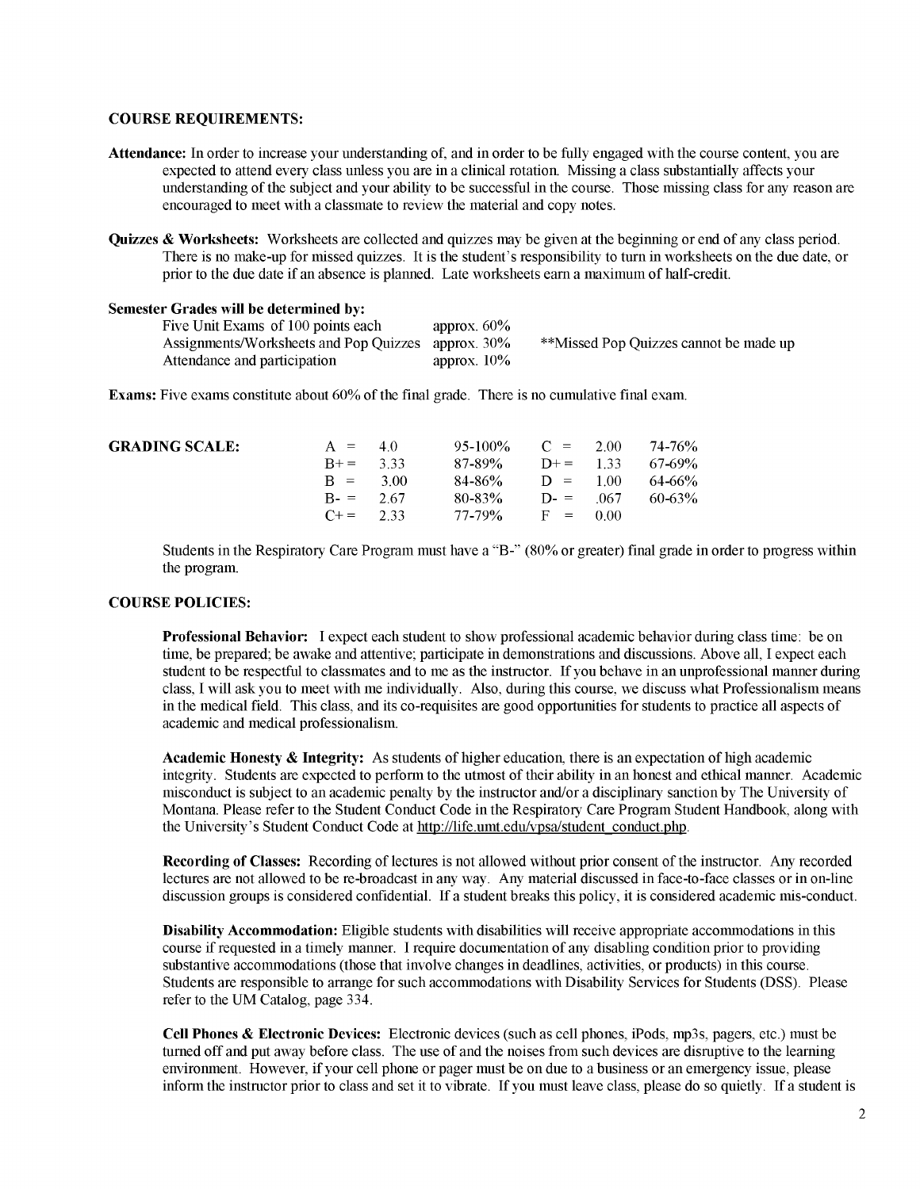## COURSE REQUIREMENTS:

**Attendance:** In order to increase your understanding of, and in order to be fully engaged with the course content, you are expected to attend every class unless you are in a clinical rotation. Missing a class substantially affects your understanding of the subject and your ability to be successful in the course. Those missing class for any reason are encouraged to meet with a classmate to review the material and copy notes.

**Quizzes & Worksheets:** Worksheets are collected and quizzes may be given at the beginning or end of any class period. There is no make-up for missed quizzes. It is the student's responsibility to turn in worksheets on the due date, or prior to the due date if an absence is planned. Late worksheets earn a maximum of half-credit.

**Semester Grades will be determined by:**

| | | |
|---|---|---|
| Five Unit Exams of 100 points each | approx. 60% | |
| Assignments/Worksheets and Pop Quizzes | approx. 30% | **Missed Pop Quizzes cannot be made up |
| Attendance and participation | approx. 10% | |

**Exams:** Five exams constitute about 60% of the final grade. There is no cumulative final exam.

**GRADING SCALE:**

| Grade | Points | Range | Grade | Points | Range |
|---|---|---|---|---|---|
| A = | 4.0 | 95-100% | C = | 2.00 | 74-76% |
| B+ = | 3.33 | 87-89% | D+ = | 1.33 | 67-69% |
| B = | 3.00 | 84-86% | D = | 1.00 | 64-66% |
| B- = | 2.67 | 80-83% | D- = | .067 | 60-63% |
| C+ = | 2.33 | 77-79% | F = | 0.00 | |

Students in the Respiratory Care Program must have a "B-" (80% or greater) final grade in order to progress within the program.

## COURSE POLICIES:

**Professional Behavior:** I expect each student to show professional academic behavior during class time: be on time, be prepared; be awake and attentive; participate in demonstrations and discussions. Above all, I expect each student to be respectful to classmates and to me as the instructor. If you behave in an unprofessional manner during class, I will ask you to meet with me individually. Also, during this course, we discuss what Professionalism means in the medical field. This class, and its co-requisites are good opportunities for students to practice all aspects of academic and medical professionalism.

**Academic Honesty & Integrity:** As students of higher education, there is an expectation of high academic integrity. Students are expected to perform to the utmost of their ability in an honest and ethical manner. Academic misconduct is subject to an academic penalty by the instructor and/or a disciplinary sanction by The University of Montana. Please refer to the Student Conduct Code in the Respiratory Care Program Student Handbook, along with the University's Student Conduct Code at http://life.umt.edu/vpsa/student_conduct.php.

**Recording of Classes:** Recording of lectures is not allowed without prior consent of the instructor. Any recorded lectures are not allowed to be re-broadcast in any way. Any material discussed in face-to-face classes or in on-line discussion groups is considered confidential. If a student breaks this policy, it is considered academic mis-conduct.

**Disability Accommodation:** Eligible students with disabilities will receive appropriate accommodations in this course if requested in a timely manner. I require documentation of any disabling condition prior to providing substantive accommodations (those that involve changes in deadlines, activities, or products) in this course. Students are responsible to arrange for such accommodations with Disability Services for Students (DSS). Please refer to the UM Catalog, page 334.

**Cell Phones & Electronic Devices:** Electronic devices (such as cell phones, iPods, mp3s, pagers, etc.) must be turned off and put away before class. The use of and the noises from such devices are disruptive to the learning environment. However, if your cell phone or pager must be on due to a business or an emergency issue, please inform the instructor prior to class and set it to vibrate. If you must leave class, please do so quietly. If a student is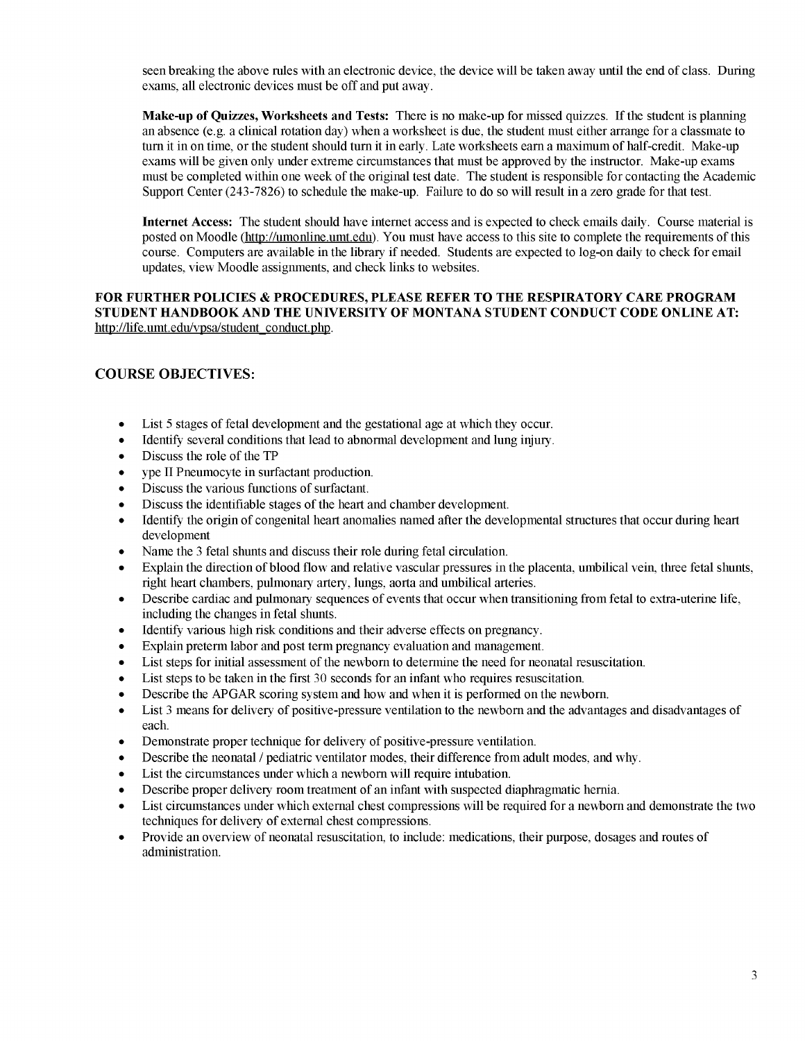seen breaking the above rules with an electronic device, the device will be taken away until the end of class. During exams, all electronic devices must be off and put away.

**Make-up of Quizzes, Worksheets and Tests:** There is no make-up for missed quizzes. If the student is planning an absence (e.g. a clinical rotation day) when a worksheet is due, the student must either arrange for a classmate to turn it in on time, or the student should turn it in early. Late worksheets earn a maximum of half-credit. Make-up exams will be given only under extreme circumstances that must be approved by the instructor. Make-up exams must be completed within one week of the original test date. The student is responsible for contacting the Academic Support Center (243-7826) to schedule the make-up. Failure to do so will result in a zero grade for that test.

**Internet Access:** The student should have internet access and is expected to check emails daily. Course material is posted on Moodle (http://umonline.umt.edu). You must have access to this site to complete the requirements of this course. Computers are available in the library if needed. Students are expected to log-on daily to check for email updates, view Moodle assignments, and check links to websites.

**FOR FURTHER POLICIES & PROCEDURES, PLEASE REFER TO THE RESPIRATORY CARE PROGRAM STUDENT HANDBOOK AND THE UNIVERSITY OF MONTANA STUDENT CONDUCT CODE ONLINE AT:** http://life.umt.edu/vpsa/student_conduct.php.

## COURSE OBJECTIVES:

- List 5 stages of fetal development and the gestational age at which they occur.
- Identify several conditions that lead to abnormal development and lung injury.
- Discuss the role of the TP
- ype II Pneumocyte in surfactant production.
- Discuss the various functions of surfactant.
- Discuss the identifiable stages of the heart and chamber development.
- Identify the origin of congenital heart anomalies named after the developmental structures that occur during heart development
- Name the 3 fetal shunts and discuss their role during fetal circulation.
- Explain the direction of blood flow and relative vascular pressures in the placenta, umbilical vein, three fetal shunts, right heart chambers, pulmonary artery, lungs, aorta and umbilical arteries.
- Describe cardiac and pulmonary sequences of events that occur when transitioning from fetal to extra-uterine life, including the changes in fetal shunts.
- Identify various high risk conditions and their adverse effects on pregnancy.
- Explain preterm labor and post term pregnancy evaluation and management.
- List steps for initial assessment of the newborn to determine the need for neonatal resuscitation.
- List steps to be taken in the first 30 seconds for an infant who requires resuscitation.
- Describe the APGAR scoring system and how and when it is performed on the newborn.
- List 3 means for delivery of positive-pressure ventilation to the newborn and the advantages and disadvantages of each.
- Demonstrate proper technique for delivery of positive-pressure ventilation.
- Describe the neonatal / pediatric ventilator modes, their difference from adult modes, and why.
- List the circumstances under which a newborn will require intubation.
- Describe proper delivery room treatment of an infant with suspected diaphragmatic hernia.
- List circumstances under which external chest compressions will be required for a newborn and demonstrate the two techniques for delivery of external chest compressions.
- Provide an overview of neonatal resuscitation, to include: medications, their purpose, dosages and routes of administration.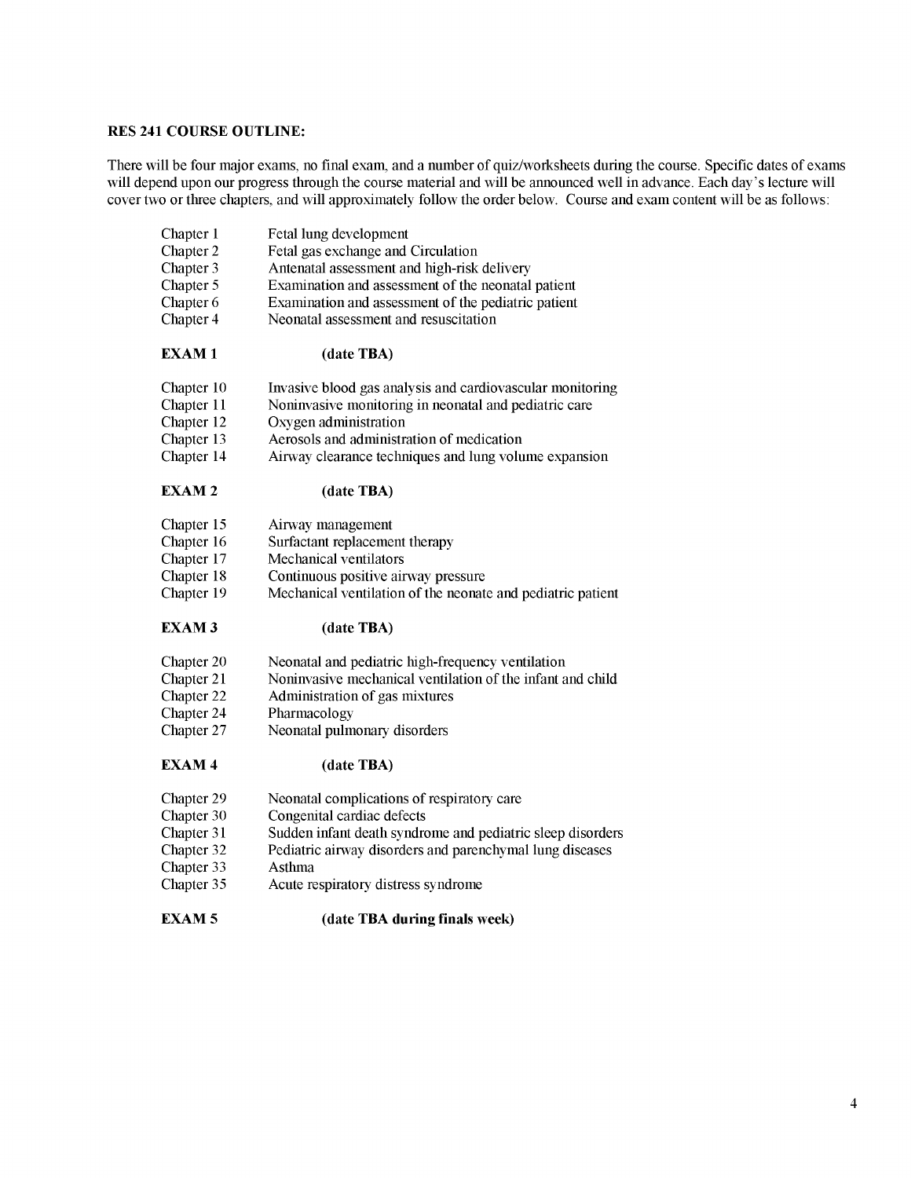**RES 241 COURSE OUTLINE:**

There will be four major exams, no final exam, and a number of quiz/worksheets during the course. Specific dates of exams will depend upon our progress through the course material and will be announced well in advance. Each day's lecture will cover two or three chapters, and will approximately follow the order below. Course and exam content will be as follows:

Chapter 1 Fetal lung development
Chapter 2 Fetal gas exchange and Circulation
Chapter 3 Antenatal assessment and high-risk delivery
Chapter 5 Examination and assessment of the neonatal patient
Chapter 6 Examination and assessment of the pediatric patient
Chapter 4 Neonatal assessment and resuscitation

**EXAM 1 (date TBA)**

Chapter 10 Invasive blood gas analysis and cardiovascular monitoring
Chapter 11 Noninvasive monitoring in neonatal and pediatric care
Chapter 12 Oxygen administration
Chapter 13 Aerosols and administration of medication
Chapter 14 Airway clearance techniques and lung volume expansion

**EXAM 2 (date TBA)**

Chapter 15 Airway management
Chapter 16 Surfactant replacement therapy
Chapter 17 Mechanical ventilators
Chapter 18 Continuous positive airway pressure
Chapter 19 Mechanical ventilation of the neonate and pediatric patient

**EXAM 3 (date TBA)**

Chapter 20 Neonatal and pediatric high-frequency ventilation
Chapter 21 Noninvasive mechanical ventilation of the infant and child
Chapter 22 Administration of gas mixtures
Chapter 24 Pharmacology
Chapter 27 Neonatal pulmonary disorders

**EXAM 4 (date TBA)**

Chapter 29 Neonatal complications of respiratory care
Chapter 30 Congenital cardiac defects
Chapter 31 Sudden infant death syndrome and pediatric sleep disorders
Chapter 32 Pediatric airway disorders and parenchymal lung diseases
Chapter 33 Asthma
Chapter 35 Acute respiratory distress syndrome

**EXAM 5 (date TBA during finals week)**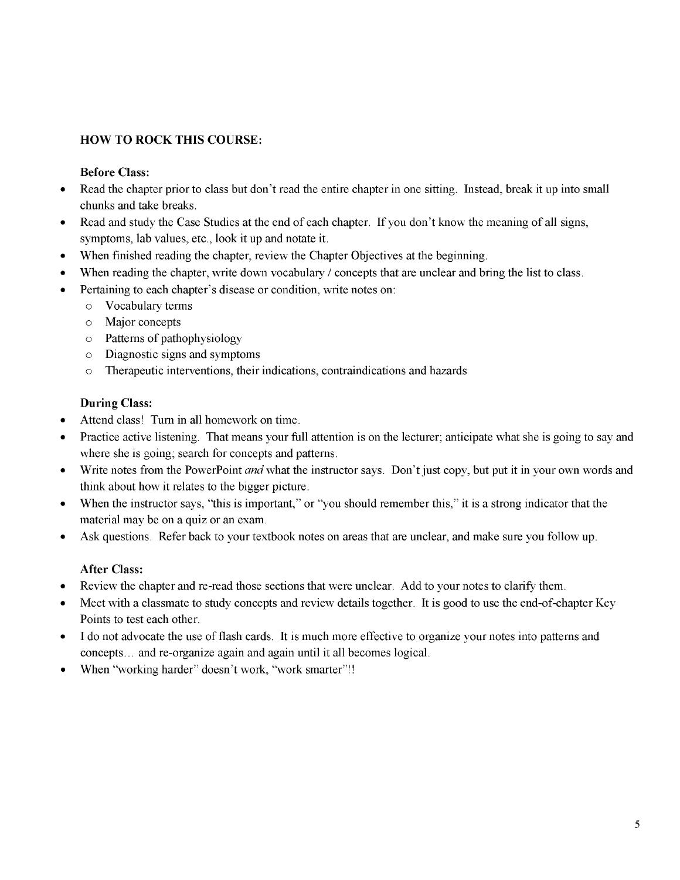## HOW TO ROCK THIS COURSE:

### Before Class:

- Read the chapter prior to class but don't read the entire chapter in one sitting. Instead, break it up into small chunks and take breaks.
- Read and study the Case Studies at the end of each chapter. If you don't know the meaning of all signs, symptoms, lab values, etc., look it up and notate it.
- When finished reading the chapter, review the Chapter Objectives at the beginning.
- When reading the chapter, write down vocabulary / concepts that are unclear and bring the list to class.
- Pertaining to each chapter's disease or condition, write notes on:
  - Vocabulary terms
  - Major concepts
  - Patterns of pathophysiology
  - Diagnostic signs and symptoms
  - Therapeutic interventions, their indications, contraindications and hazards

### During Class:

- Attend class! Turn in all homework on time.
- Practice active listening. That means your full attention is on the lecturer; anticipate what she is going to say and where she is going; search for concepts and patterns.
- Write notes from the PowerPoint *and* what the instructor says. Don't just copy, but put it in your own words and think about how it relates to the bigger picture.
- When the instructor says, "this is important," or "you should remember this," it is a strong indicator that the material may be on a quiz or an exam.
- Ask questions. Refer back to your textbook notes on areas that are unclear, and make sure you follow up.

### After Class:

- Review the chapter and re-read those sections that were unclear. Add to your notes to clarify them.
- Meet with a classmate to study concepts and review details together. It is good to use the end-of-chapter Key Points to test each other.
- I do not advocate the use of flash cards. It is much more effective to organize your notes into patterns and concepts… and re-organize again and again until it all becomes logical.
- When "working harder" doesn't work, "work smarter"!!